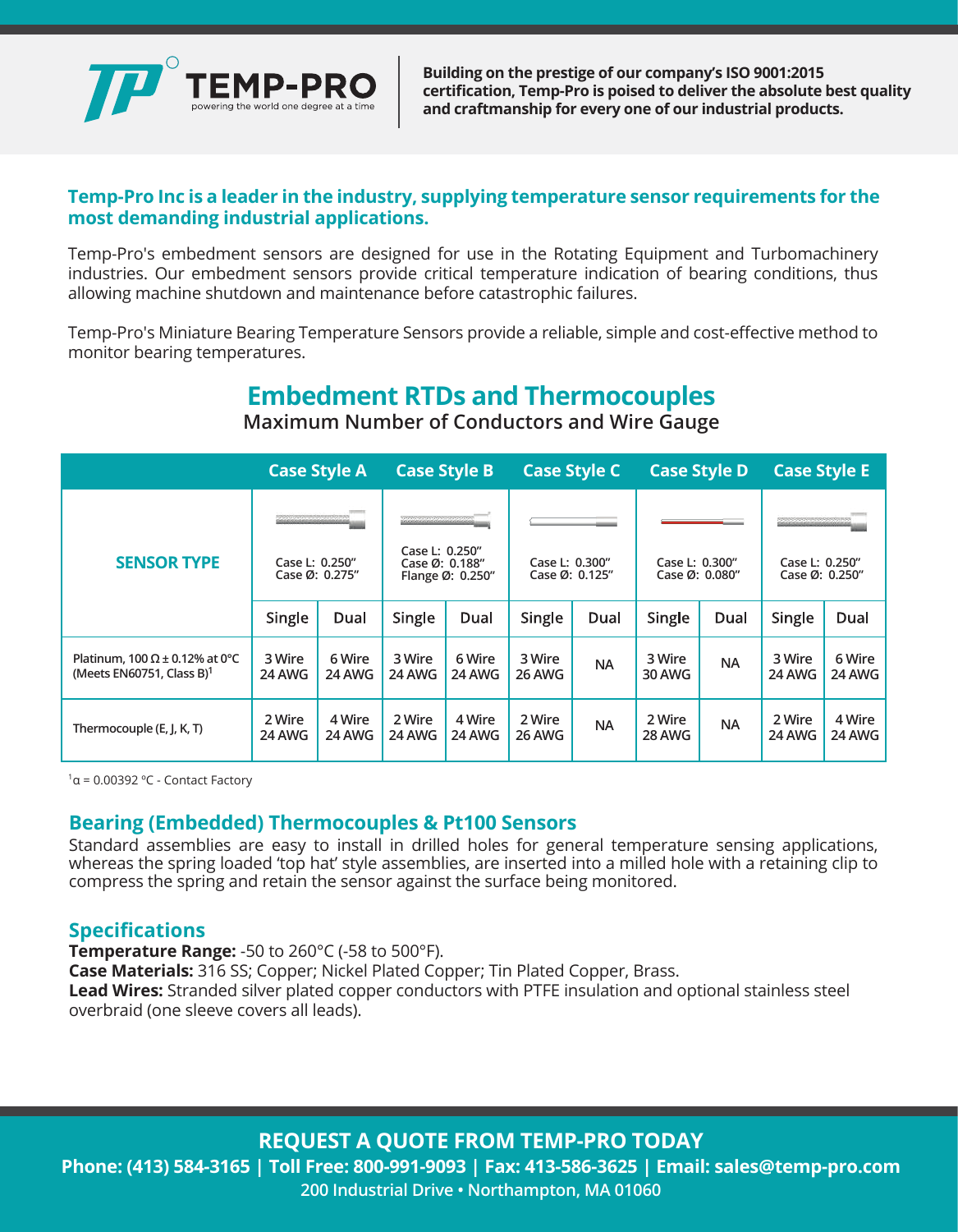TEMP-PRO

powering the world one degree at a time

**Building on the prestige of our company's ISO 9001:2015 certification, Temp-Pro is poised to deliver the absolute best quality and craftmanship for every one of our industrial products.**

### Temp-Pro Inc is a leader in the industry, supplying temperature sensor requirements for the most demanding industrial applications.

Temp-Pro's embedment sensors are designed for use in the Rotating Equipment and Turbomachinery industries. Our embedment sensors provide critical temperature indication of bearing conditions, thus allowing machine shutdown and maintenance before catastrophic failures.

Temp-Pro's Miniature Bearing Temperature Sensors provide a reliable, simple and cost-effective method to monitor bearing temperatures.

# Embedment RTDs and Thermocouples

**Maximum Number of Conductors and Wire Gauge**

| SENSOR TYPE | Case Style A | | Case Style B | | Case Style C | | Case Style D | | Case Style E | |
|---|---|---|---|---|---|---|---|---|---|---|
| | Case L: 0.250" Case Ø: 0.275" | | Case L: 0.250" Case Ø: 0.188" Flange Ø: 0.250" | | Case L: 0.300" Case Ø: 0.125" | | Case L: 0.300" Case Ø: 0.080" | | Case L: 0.250" Case Ø: 0.250" | |
| | Single | Dual | Single | Dual | Single | Dual | Single | Dual | Single | Dual |
| Platinum, 100 Ω ± 0.12% at 0°C (Meets EN60751, Class B)[1] | 3 Wire 24 AWG | 6 Wire 24 AWG | 3 Wire 24 AWG | 6 Wire 24 AWG | 3 Wire 26 AWG | NA | 3 Wire 30 AWG | NA | 3 Wire 24 AWG | 6 Wire 24 AWG |
| Thermocouple (E, J, K, T) | 2 Wire 24 AWG | 4 Wire 24 AWG | 2 Wire 24 AWG | 4 Wire 24 AWG | 2 Wire 26 AWG | NA | 2 Wire 28 AWG | NA | 2 Wire 24 AWG | 4 Wire 24 AWG |

[1]α = 0.00392 °C - Contact Factory

### Bearing (Embedded) Thermocouples & Pt100 Sensors

Standard assemblies are easy to install in drilled holes for general temperature sensing applications, whereas the spring loaded 'top hat' style assemblies, are inserted into a milled hole with a retaining clip to compress the spring and retain the sensor against the surface being monitored.

### Specifications

**Temperature Range:** -50 to 260°C (-58 to 500°F).
**Case Materials:** 316 SS; Copper; Nickel Plated Copper; Tin Plated Copper, Brass.
**Lead Wires:** Stranded silver plated copper conductors with PTFE insulation and optional stainless steel overbraid (one sleeve covers all leads).

**REQUEST A QUOTE FROM TEMP-PRO TODAY**

**Phone: (413) 584-3165 | Toll Free: 800-991-9093 | Fax: 413-586-3625 | Email: sales@temp-pro.com**

**200 Industrial Drive • Northampton, MA 01060**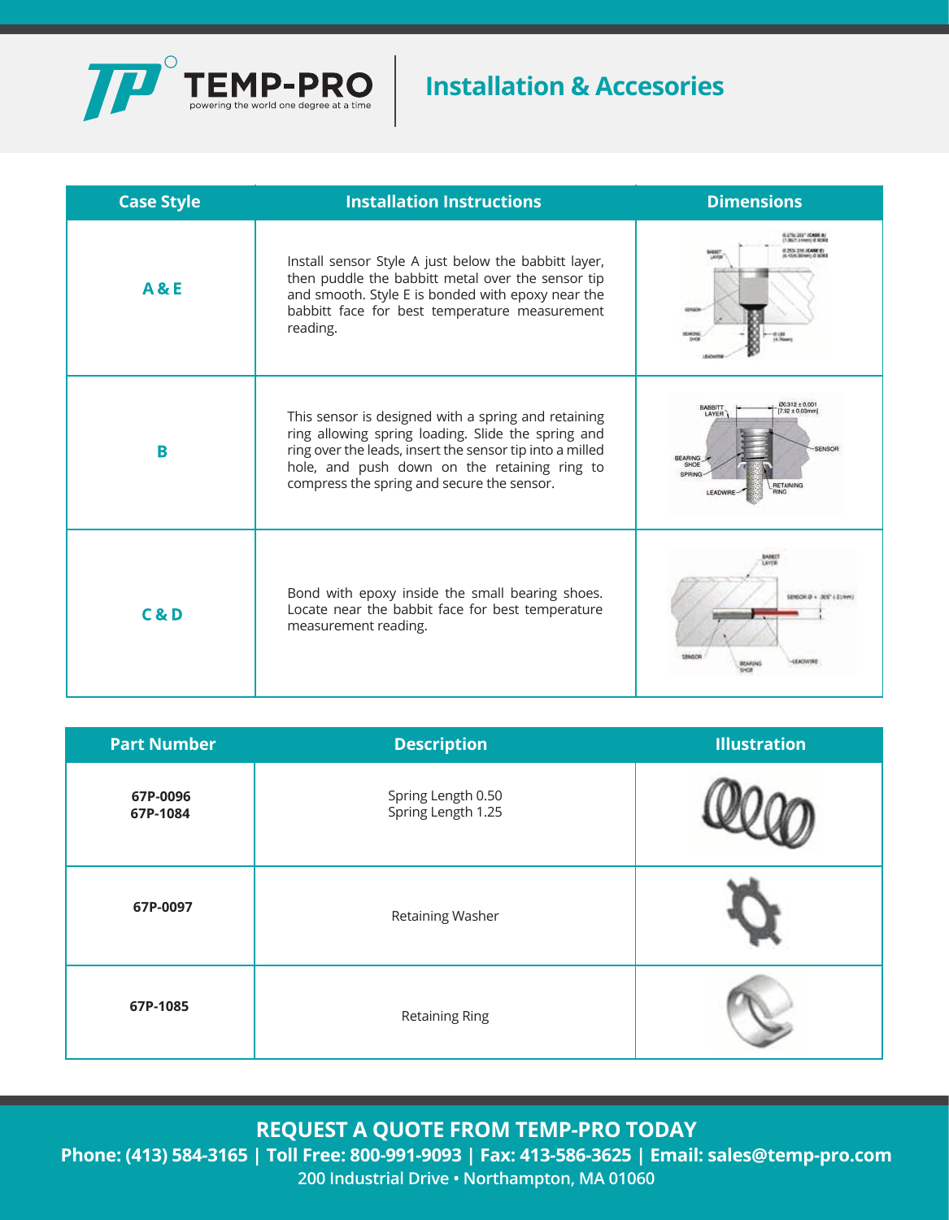# Installation & Accesories

| Case Style | Installation Instructions | Dimensions |
| --- | --- | --- |
| **A & E** | Install sensor Style A just below the babbitt layer, then puddle the babbitt metal over the sensor tip and smooth. Style E is bonded with epoxy near the babbitt face for best temperature measurement reading. | |
| **B** | This sensor is designed with a spring and retaining ring allowing spring loading. Slide the spring and ring over the leads, insert the sensor tip into a milled hole, and push down on the retaining ring to compress the spring and secure the sensor. | |
| **C & D** | Bond with epoxy inside the small bearing shoes. Locate near the babbit face for best temperature measurement reading. | |

| Part Number | Description | Illustration |
| --- | --- | --- |
| **67P-0096**<br>**67P-1084** | Spring Length 0.50<br>Spring Length 1.25 | |
| **67P-0097** | Retaining Washer | |
| **67P-1085** | Retaining Ring | |

**REQUEST A QUOTE FROM TEMP-PRO TODAY**

**Phone: (413) 584-3165 | Toll Free: 800-991-9093 | Fax: 413-586-3625 | Email: sales@temp-pro.com**

**200 Industrial Drive • Northampton, MA 01060**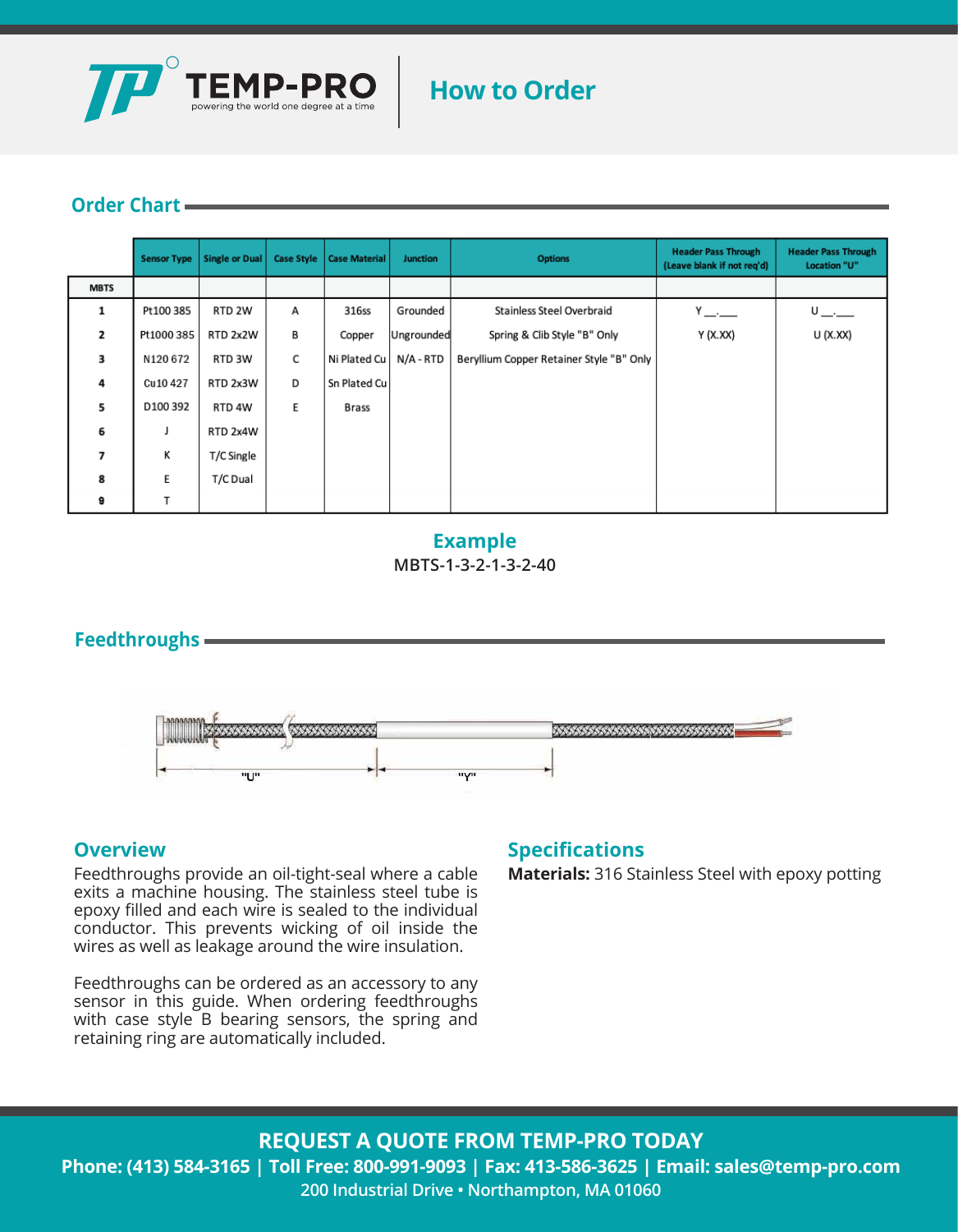# How to Order

## Order Chart

| | Sensor Type | Single or Dual | Case Style | Case Material | Junction | Options | Header Pass Through (Leave blank if not req'd) | Header Pass Through Location "U" |
|---|---|---|---|---|---|---|---|---|
| MBTS | | | | | | | | |
| 1 | Pt100 385 | RTD 2W | A | 316ss | Grounded | Stainless Steel Overbraid | Y __.___ | U __.___ |
| 2 | Pt1000 385 | RTD 2x2W | B | Copper | Ungrounded | Spring & Clib Style "B" Only | Y (X.XX) | U (X.XX) |
| 3 | N120 672 | RTD 3W | C | Ni Plated Cu | N/A - RTD | Beryllium Copper Retainer Style "B" Only | | |
| 4 | Cu10 427 | RTD 2x3W | D | Sn Plated Cu | | | | |
| 5 | D100 392 | RTD 4W | E | Brass | | | | |
| 6 | J | RTD 2x4W | | | | | | |
| 7 | K | T/C Single | | | | | | |
| 8 | E | T/C Dual | | | | | | |
| 9 | T | | | | | | | |

**Example**

**MBTS-1-3-2-1-3-2-40**

## Feedthroughs

"U"

"Y"

## Overview

Feedthroughs provide an oil-tight-seal where a cable exits a machine housing. The stainless steel tube is epoxy filled and each wire is sealed to the individual conductor. This prevents wicking of oil inside the wires as well as leakage around the wire insulation.

Feedthroughs can be ordered as an accessory to any sensor in this guide. When ordering feedthroughs with case style B bearing sensors, the spring and retaining ring are automatically included.

## Specifications

**Materials:** 316 Stainless Steel with epoxy potting

**REQUEST A QUOTE FROM TEMP-PRO TODAY**

**Phone: (413) 584-3165 | Toll Free: 800-991-9093 | Fax: 413-586-3625 | Email: sales@temp-pro.com**

**200 Industrial Drive • Northampton, MA 01060**